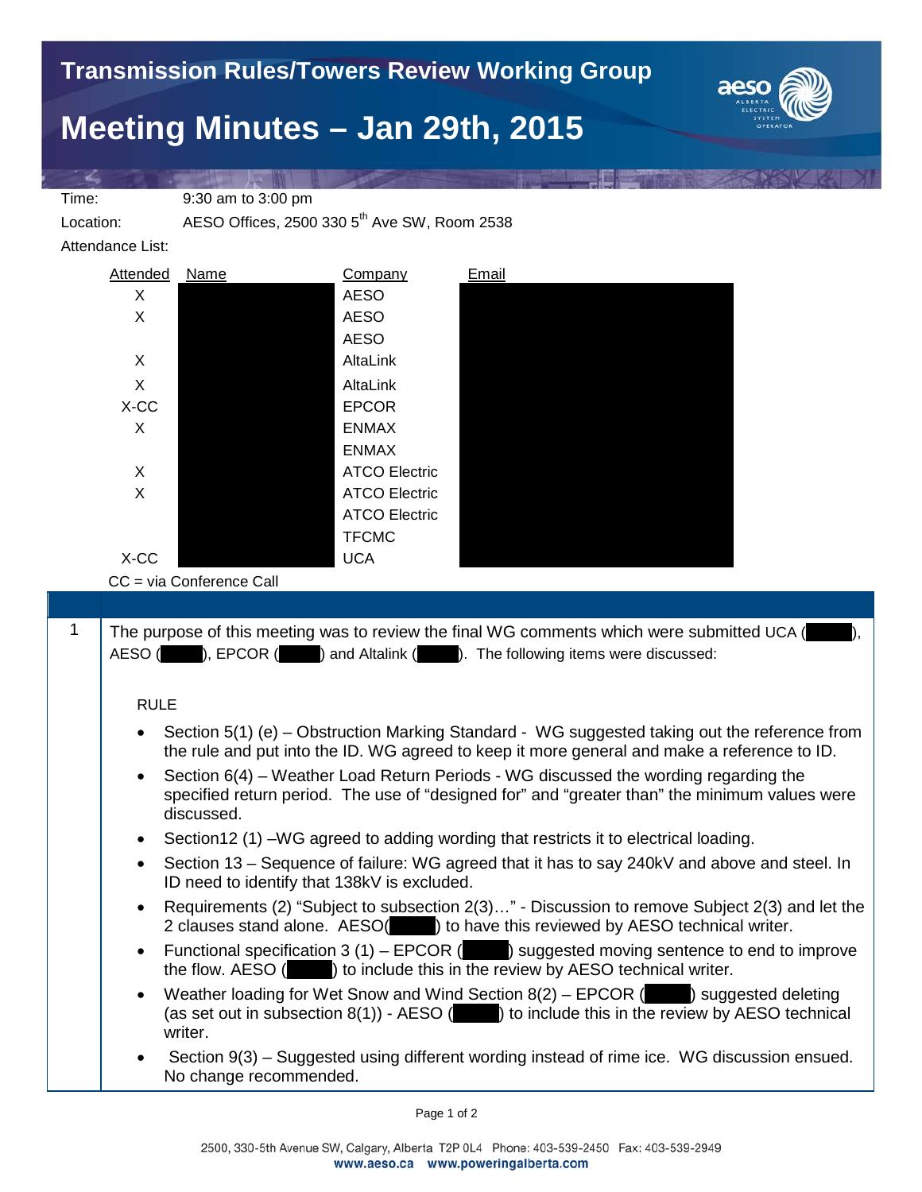# Transmission Rules/Towers Review Working Group

# Meeting Minutes – Jan 29th, 2015

Time: 9:30 am to 3:00 pm

Location: AESO Offices, 2500 330 5th Ave SW, Room 2538

Attendance List:

| Attended | Name | Company | Email |
|---|---|---|---|
| X | | AESO | |
| X | | AESO | |
| | | AESO | |
| X | | AltaLink | |
| X | | AltaLink | |
| X-CC | | EPCOR | |
| X | | ENMAX | |
| | | ENMAX | |
| X | | ATCO Electric | |
| X | | ATCO Electric | |
| | | ATCO Electric | |
| | | TFCMC | |
| X-CC | | UCA | |

CC = via Conference Call

1 The purpose of this meeting was to review the final WG comments which were submitted UCA ( ), AESO ( ), EPCOR ( ) and Altalink ( ). The following items were discussed:

RULE

- Section 5(1) (e) – Obstruction Marking Standard - WG suggested taking out the reference from the rule and put into the ID. WG agreed to keep it more general and make a reference to ID.
- Section 6(4) – Weather Load Return Periods - WG discussed the wording regarding the specified return period. The use of "designed for" and "greater than" the minimum values were discussed.
- Section12 (1) –WG agreed to adding wording that restricts it to electrical loading.
- Section 13 – Sequence of failure: WG agreed that it has to say 240kV and above and steel. In ID need to identify that 138kV is excluded.
- Requirements (2) "Subject to subsection 2(3)…" - Discussion to remove Subject 2(3) and let the 2 clauses stand alone. AESO( ) to have this reviewed by AESO technical writer.
- Functional specification 3 (1) – EPCOR ( ) suggested moving sentence to end to improve the flow. AESO ( ) to include this in the review by AESO technical writer.
- Weather loading for Wet Snow and Wind Section 8(2) – EPCOR ( ) suggested deleting (as set out in subsection 8(1)) - AESO ( ) to include this in the review by AESO technical writer.
- Section 9(3) – Suggested using different wording instead of rime ice. WG discussion ensued. No change recommended.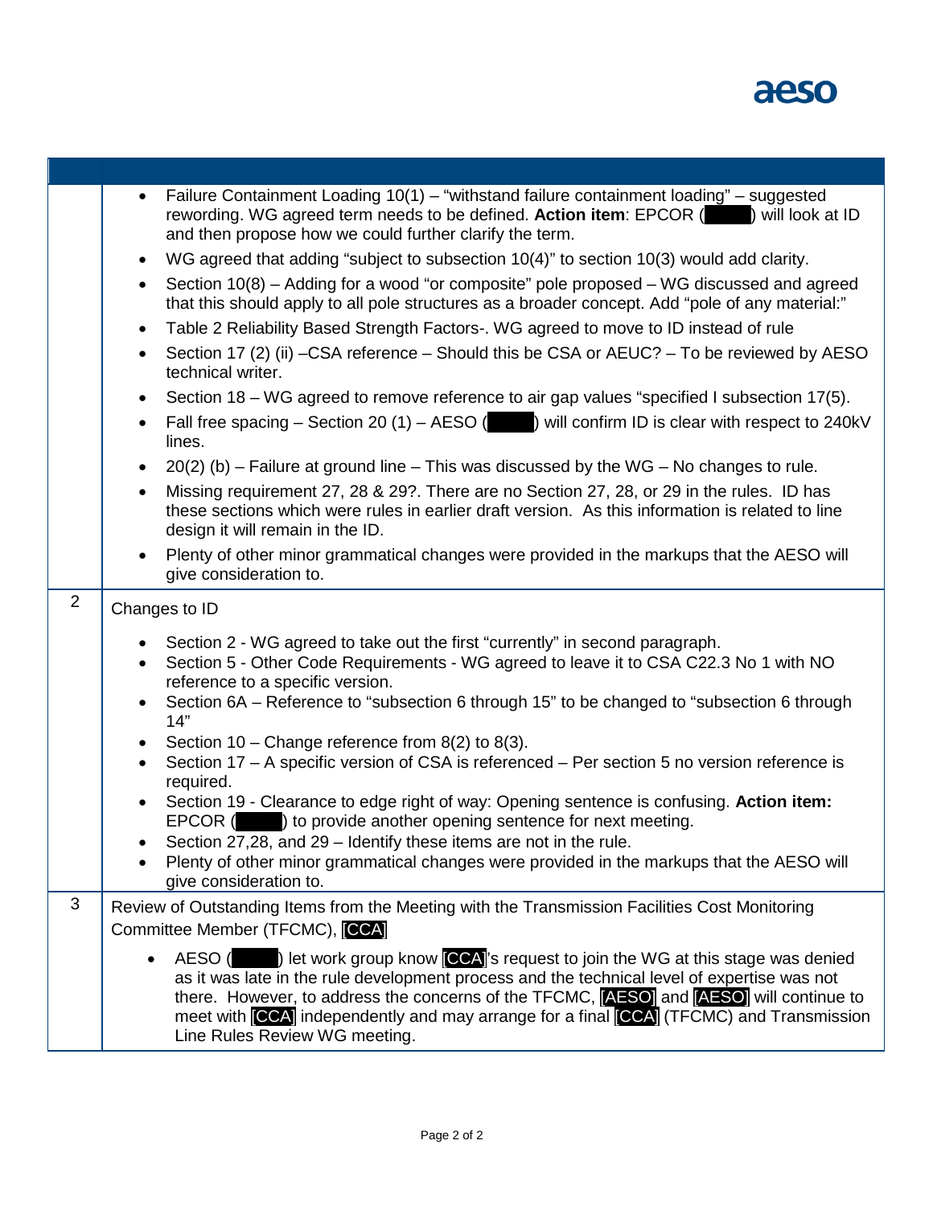| | |
|---|---|
| | <ul><li>Failure Containment Loading 10(1) – "withstand failure containment loading" – suggested rewording. WG agreed term needs to be defined. **Action item**: EPCOR ( ) will look at ID and then propose how we could further clarify the term.</li><li>WG agreed that adding "subject to subsection 10(4)" to section 10(3) would add clarity.</li><li>Section 10(8) – Adding for a wood "or composite" pole proposed – WG discussed and agreed that this should apply to all pole structures as a broader concept. Add "pole of any material:"</li><li>Table 2 Reliability Based Strength Factors-. WG agreed to move to ID instead of rule</li><li>Section 17 (2) (ii) –CSA reference – Should this be CSA or AEUC? – To be reviewed by AESO technical writer.</li><li>Section 18 – WG agreed to remove reference to air gap values "specified I subsection 17(5).</li><li>Fall free spacing – Section 20 (1) – AESO ( ) will confirm ID is clear with respect to 240kV lines.</li><li>20(2) (b) – Failure at ground line – This was discussed by the WG – No changes to rule.</li><li>Missing requirement 27, 28 & 29?. There are no Section 27, 28, or 29 in the rules. ID has these sections which were rules in earlier draft version. As this information is related to line design it will remain in the ID.</li><li>Plenty of other minor grammatical changes were provided in the markups that the AESO will give consideration to.</li></ul> |
| 2 | Changes to ID<ul><li>Section 2 - WG agreed to take out the first "currently" in second paragraph.</li><li>Section 5 - Other Code Requirements - WG agreed to leave it to CSA C22.3 No 1 with NO reference to a specific version.</li><li>Section 6A – Reference to "subsection 6 through 15" to be changed to "subsection 6 through 14"</li><li>Section 10 – Change reference from 8(2) to 8(3).</li><li>Section 17 – A specific version of CSA is referenced – Per section 5 no version reference is required.</li><li>Section 19 - Clearance to edge right of way: Opening sentence is confusing. **Action item:** EPCOR ( ) to provide another opening sentence for next meeting.</li><li>Section 27,28, and 29 – Identify these items are not in the rule.</li><li>Plenty of other minor grammatical changes were provided in the markups that the AESO will give consideration to.</li></ul> |
| 3 | Review of Outstanding Items from the Meeting with the Transmission Facilities Cost Monitoring Committee Member (TFCMC), [CCA]<ul><li>AESO ( ) let work group know [CCA]'s request to join the WG at this stage was denied as it was late in the rule development process and the technical level of expertise was not there. However, to address the concerns of the TFCMC, [AESO] and [AESO] will continue to meet with [CCA] independently and may arrange for a final [CCA] (TFCMC) and Transmission Line Rules Review WG meeting.</li></ul> |